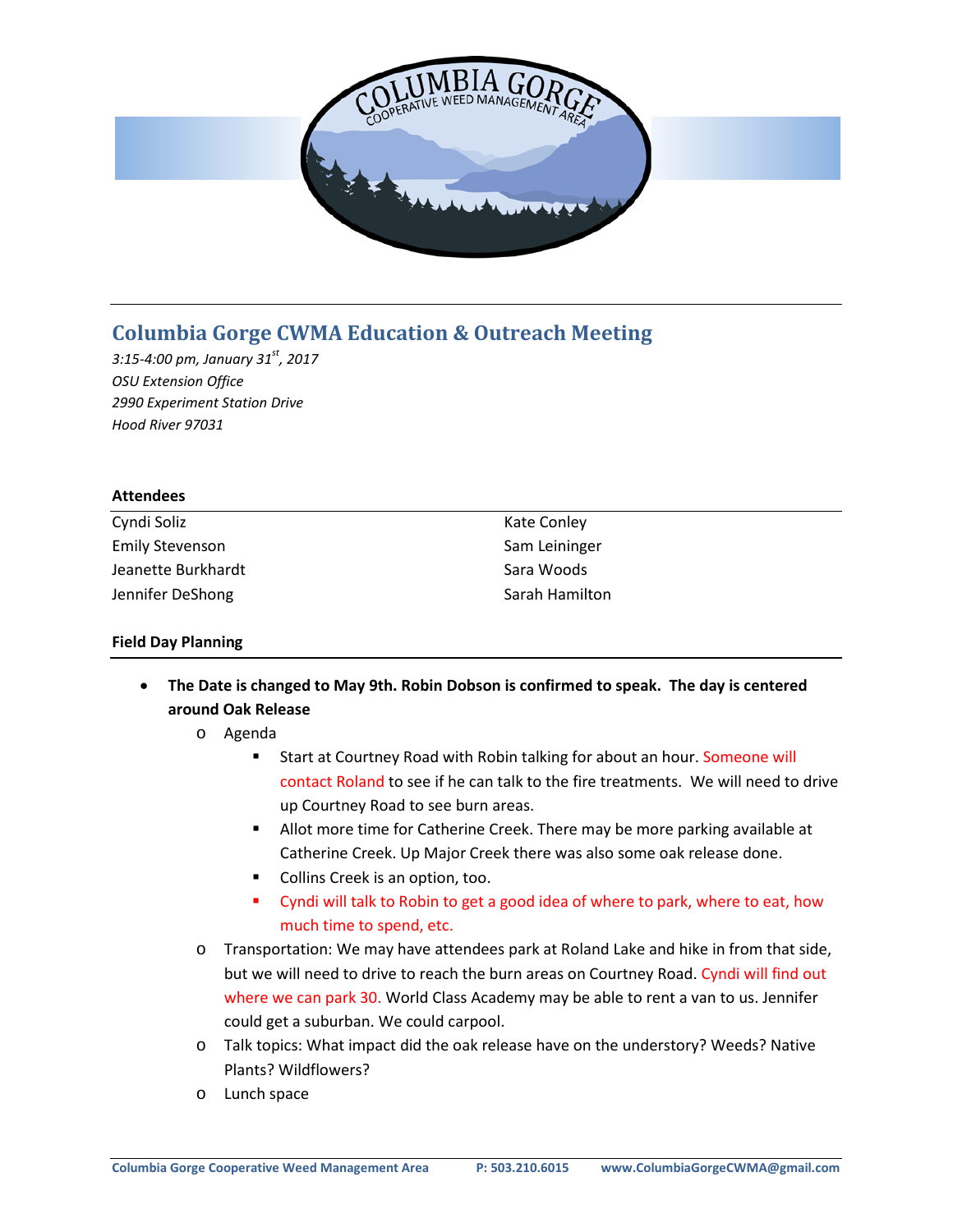# Columbia Gorge CWMA Education & Outreach Meeting

*3:15-4:00 pm, January 31st, 2017*
*OSU Extension Office*
*2990 Experiment Station Drive*
*Hood River 97031*

**Attendees**

| | |
|---|---|
| Cyndi Soliz | Kate Conley |
| Emily Stevenson | Sam Leininger |
| Jeanette Burkhardt | Sara Woods |
| Jennifer DeShong | Sarah Hamilton |

**Field Day Planning**

- **The Date is changed to May 9th. Robin Dobson is confirmed to speak. The day is centered around Oak Release**
  - Agenda
    - Start at Courtney Road with Robin talking for about an hour. Someone will contact Roland to see if he can talk to the fire treatments. We will need to drive up Courtney Road to see burn areas.
    - Allot more time for Catherine Creek. There may be more parking available at Catherine Creek. Up Major Creek there was also some oak release done.
    - Collins Creek is an option, too.
    - Cyndi will talk to Robin to get a good idea of where to park, where to eat, how much time to spend, etc.
  - Transportation: We may have attendees park at Roland Lake and hike in from that side, but we will need to drive to reach the burn areas on Courtney Road. Cyndi will find out where we can park 30. World Class Academy may be able to rent a van to us. Jennifer could get a suburban. We could carpool.
  - Talk topics: What impact did the oak release have on the understory? Weeds? Native Plants? Wildflowers?
  - Lunch space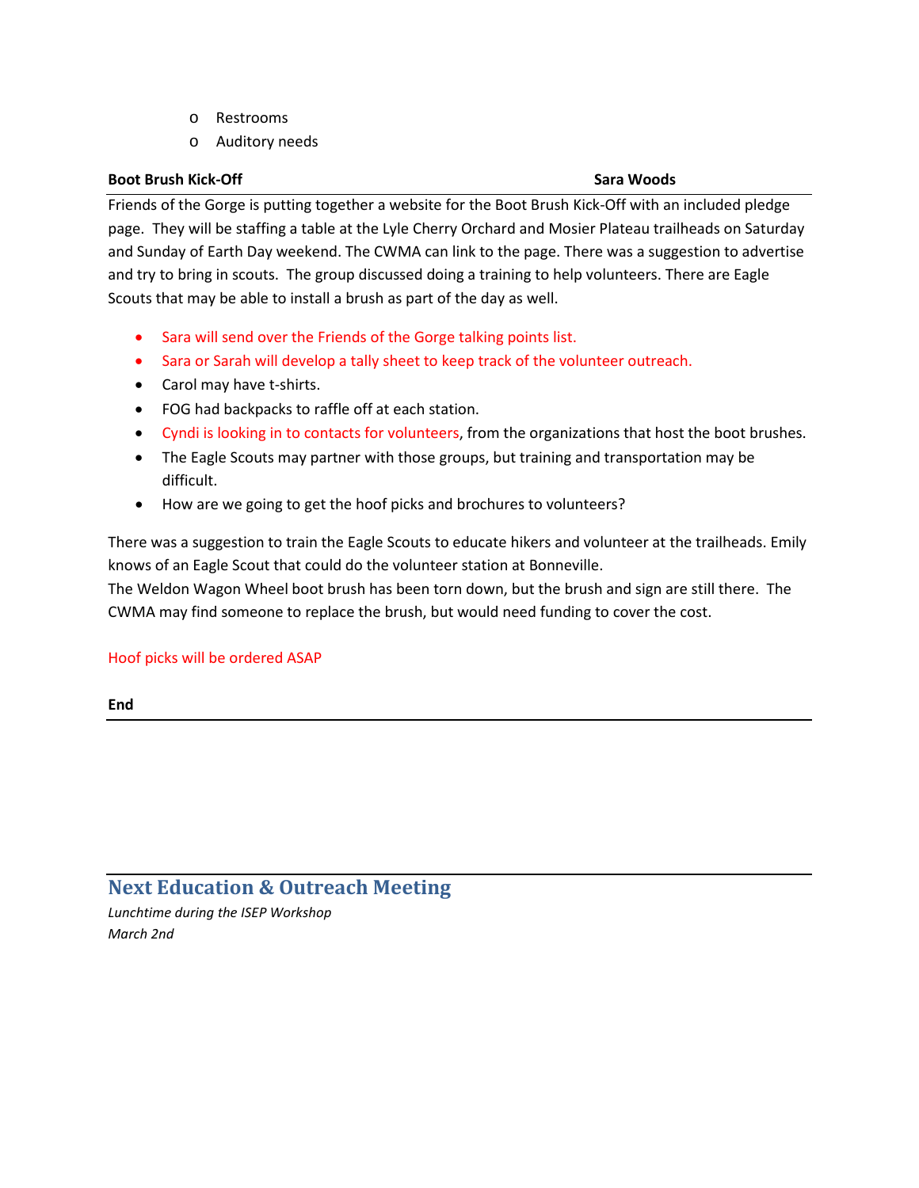- Restrooms
- Auditory needs

**Boot Brush Kick-Off** **Sara Woods**

Friends of the Gorge is putting together a website for the Boot Brush Kick-Off with an included pledge page. They will be staffing a table at the Lyle Cherry Orchard and Mosier Plateau trailheads on Saturday and Sunday of Earth Day weekend. The CWMA can link to the page. There was a suggestion to advertise and try to bring in scouts. The group discussed doing a training to help volunteers. There are Eagle Scouts that may be able to install a brush as part of the day as well.

- Sara will send over the Friends of the Gorge talking points list.
- Sara or Sarah will develop a tally sheet to keep track of the volunteer outreach.
- Carol may have t-shirts.
- FOG had backpacks to raffle off at each station.
- Cyndi is looking in to contacts for volunteers, from the organizations that host the boot brushes.
- The Eagle Scouts may partner with those groups, but training and transportation may be difficult.
- How are we going to get the hoof picks and brochures to volunteers?

There was a suggestion to train the Eagle Scouts to educate hikers and volunteer at the trailheads. Emily knows of an Eagle Scout that could do the volunteer station at Bonneville.
The Weldon Wagon Wheel boot brush has been torn down, but the brush and sign are still there. The CWMA may find someone to replace the brush, but would need funding to cover the cost.

Hoof picks will be ordered ASAP

**End**

## Next Education & Outreach Meeting

*Lunchtime during the ISEP Workshop*
*March 2nd*